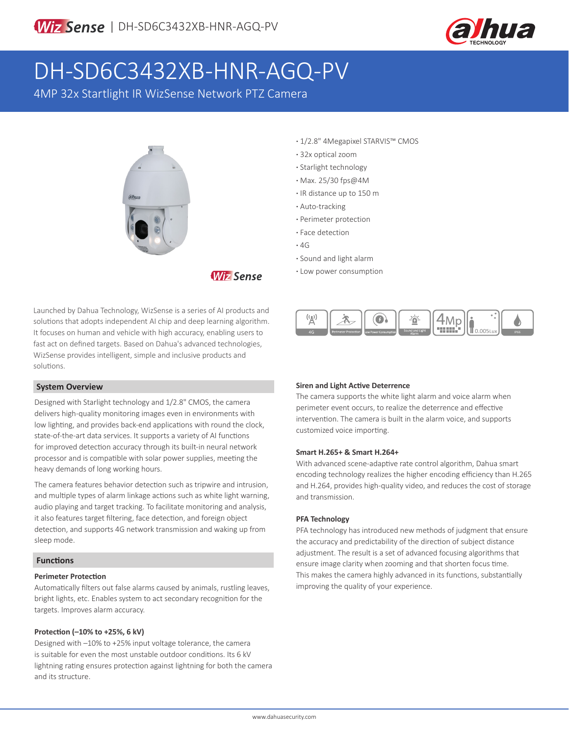# DH-SD6C3432XB-HNR-AGQ-PV

4MP 32x Startlight IR WizSense Network PTZ Camera

- 1/2.8" 4Megapixel STARVIS™ CMOS
- 32x optical zoom
- Starlight technology
- Max. 25/30 fps@4M
- IR distance up to 150 m
- Auto-tracking
- Perimeter protection
- Face detection
- 4G
- Sound and light alarm
- Low power consumption

Launched by Dahua Technology, WizSense is a series of AI products and solutions that adopts independent AI chip and deep learning algorithm. It focuses on human and vehicle with high accuracy, enabling users to fast act on defined targets. Based on Dahua's advanced technologies, WizSense provides intelligent, simple and inclusive products and solutions.

## System Overview

Designed with Starlight technology and 1/2.8" CMOS, the camera delivers high-quality monitoring images even in environments with low lighting, and provides back-end applications with round the clock, state-of-the-art data services. It supports a variety of AI functions for improved detection accuracy through its built-in neural network processor and is compatible with solar power supplies, meeting the heavy demands of long working hours.

The camera features behavior detection such as tripwire and intrusion, and multiple types of alarm linkage actions such as white light warning, audio playing and target tracking. To facilitate monitoring and analysis, it also features target filtering, face detection, and foreign object detection, and supports 4G network transmission and waking up from sleep mode.

## Functions

### Perimeter Protection

Automatically filters out false alarms caused by animals, rustling leaves, bright lights, etc. Enables system to act secondary recognition for the targets. Improves alarm accuracy.

### Protection (–10% to +25%, 6 kV)

Designed with –10% to +25% input voltage tolerance, the camera is suitable for even the most unstable outdoor conditions. Its 6 kV lightning rating ensures protection against lightning for both the camera and its structure.

### Siren and Light Active Deterrence

The camera supports the white light alarm and voice alarm when perimeter event occurs, to realize the deterrence and effective intervention. The camera is built in the alarm voice, and supports customized voice importing.

### Smart H.265+ & Smart H.264+

With advanced scene-adaptive rate control algorithm, Dahua smart encoding technology realizes the higher encoding efficiency than H.265 and H.264, provides high-quality video, and reduces the cost of storage and transmission.

### PFA Technology

PFA technology has introduced new methods of judgment that ensure the accuracy and predictability of the direction of subject distance adjustment. The result is a set of advanced focusing algorithms that ensure image clarity when zooming and that shorten focus time. This makes the camera highly advanced in its functions, substantially improving the quality of your experience.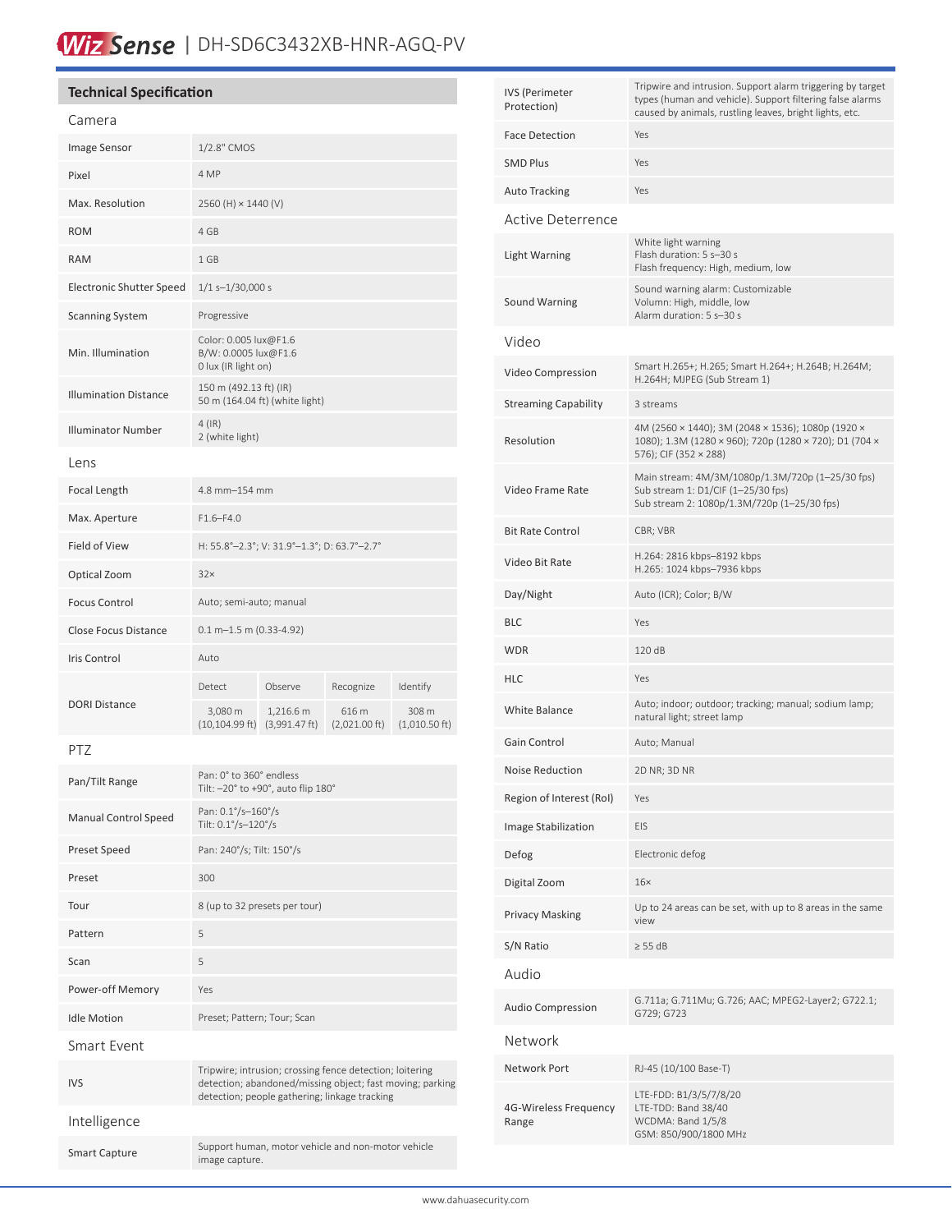# WizSense | DH-SD6C3432XB-HNR-AGQ-PV

## Technical Specification

### Camera

| | |
|---|---|
| Image Sensor | 1/2.8" CMOS |
| Pixel | 4 MP |
| Max. Resolution | 2560 (H) × 1440 (V) |
| ROM | 4 GB |
| RAM | 1 GB |
| Electronic Shutter Speed | 1/1 s–1/30,000 s |
| Scanning System | Progressive |
| Min. Illumination | Color: 0.005 lux@F1.6<br>B/W: 0.0005 lux@F1.6<br>0 lux (IR light on) |
| Illumination Distance | 150 m (492.13 ft) (IR)<br>50 m (164.04 ft) (white light) |
| Illuminator Number | 4 (IR)<br>2 (white light) |

### Lens

| | | | | |
|---|---|---|---|---|
| Focal Length | 4.8 mm–154 mm | | | |
| Max. Aperture | F1.6–F4.0 | | | |
| Field of View | H: 55.8°–2.3°; V: 31.9°–1.3°; D: 63.7°–2.7° | | | |
| Optical Zoom | 32× | | | |
| Focus Control | Auto; semi-auto; manual | | | |
| Close Focus Distance | 0.1 m–1.5 m (0.33-4.92) | | | |
| Iris Control | Auto | | | |
| DORI Distance | Detect | Observe | Recognize | Identify |
| | 3,080 m (10,104.99 ft) | 1,216.6 m (3,991.47 ft) | 616 m (2,021.00 ft) | 308 m (1,010.50 ft) |

### PTZ

| | |
|---|---|
| Pan/Tilt Range | Pan: 0° to 360° endless<br>Tilt: –20° to +90°, auto flip 180° |
| Manual Control Speed | Pan: 0.1°/s–160°/s<br>Tilt: 0.1°/s–120°/s |
| Preset Speed | Pan: 240°/s; Tilt: 150°/s |
| Preset | 300 |
| Tour | 8 (up to 32 presets per tour) |
| Pattern | 5 |
| Scan | 5 |
| Power-off Memory | Yes |
| Idle Motion | Preset; Pattern; Tour; Scan |

### Smart Event

| | |
|---|---|
| IVS | Tripwire; intrusion; crossing fence detection; loitering detection; abandoned/missing object; fast moving; parking detection; people gathering; linkage tracking |

### Intelligence

| | |
|---|---|
| Smart Capture | Support human, motor vehicle and non-motor vehicle image capture. |
| IVS (Perimeter Protection) | Tripwire and intrusion. Support alarm triggering by target types (human and vehicle). Support filtering false alarms caused by animals, rustling leaves, bright lights, etc. |
| Face Detection | Yes |
| SMD Plus | Yes |
| Auto Tracking | Yes |

### Active Deterrence

| | |
|---|---|
| Light Warning | White light warning<br>Flash duration: 5 s–30 s<br>Flash frequency: High, medium, low |
| Sound Warning | Sound warning alarm: Customizable<br>Volumn: High, middle, low<br>Alarm duration: 5 s–30 s |

### Video

| | |
|---|---|
| Video Compression | Smart H.265+; H.265; Smart H.264+; H.264B; H.264M; H.264H; MJPEG (Sub Stream 1) |
| Streaming Capability | 3 streams |
| Resolution | 4M (2560 × 1440); 3M (2048 × 1536); 1080p (1920 × 1080); 1.3M (1280 × 960); 720p (1280 × 720); D1 (704 × 576); CIF (352 × 288) |
| Video Frame Rate | Main stream: 4M/3M/1080p/1.3M/720p (1–25/30 fps)<br>Sub stream 1: D1/CIF (1–25/30 fps)<br>Sub stream 2: 1080p/1.3M/720p (1–25/30 fps) |
| Bit Rate Control | CBR; VBR |
| Video Bit Rate | H.264: 2816 kbps–8192 kbps<br>H.265: 1024 kbps–7936 kbps |
| Day/Night | Auto (ICR); Color; B/W |
| BLC | Yes |
| WDR | 120 dB |
| HLC | Yes |
| White Balance | Auto; indoor; outdoor; tracking; manual; sodium lamp; natural light; street lamp |
| Gain Control | Auto; Manual |
| Noise Reduction | 2D NR; 3D NR |
| Region of Interest (RoI) | Yes |
| Image Stabilization | EIS |
| Defog | Electronic defog |
| Digital Zoom | 16× |
| Privacy Masking | Up to 24 areas can be set, with up to 8 areas in the same view |
| S/N Ratio | ≥ 55 dB |

### Audio

| | |
|---|---|
| Audio Compression | G.711a; G.711Mu; G.726; AAC; MPEG2-Layer2; G722.1; G729; G723 |

### Network

| | |
|---|---|
| Network Port | RJ-45 (10/100 Base-T) |
| 4G-Wireless Frequency Range | LTE-FDD: B1/3/5/7/8/20<br>LTE-TDD: Band 38/40<br>WCDMA: Band 1/5/8<br>GSM: 850/900/1800 MHz |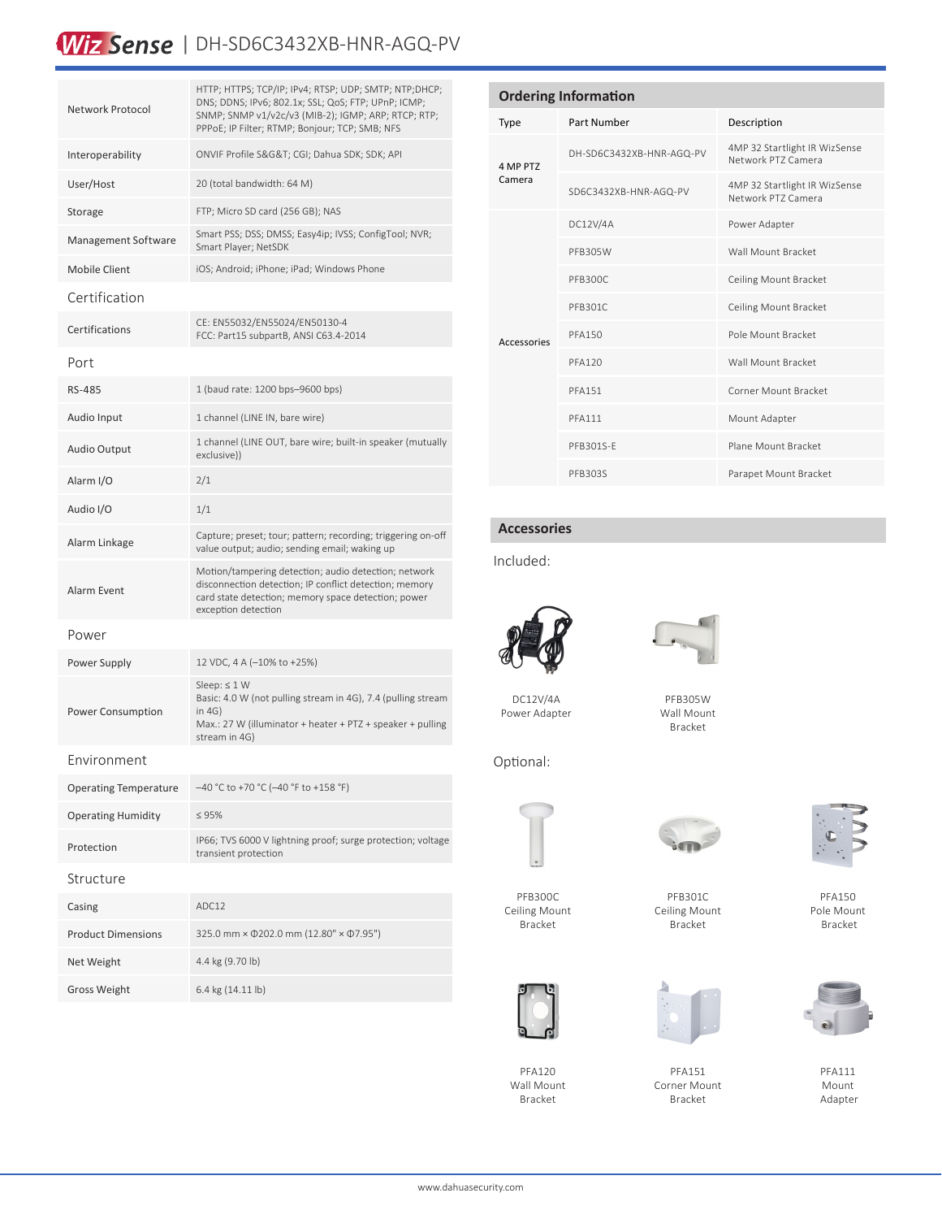# WizSense | DH-SD6C3432XB-HNR-AGQ-PV

| | |
|---|---|
| Network Protocol | HTTP; HTTPS; TCP/IP; IPv4; RTSP; UDP; SMTP; NTP;DHCP; DNS; DDNS; IPv6; 802.1x; SSL; QoS; FTP; UPnP; ICMP; SNMP; SNMP v1/v2c/v3 (MIB-2); IGMP; ARP; RTCP; RTP; PPPoE; IP Filter; RTMP; Bonjour; TCP; SMB; NFS |
| Interoperability | ONVIF Profile S&G&T; CGI; Dahua SDK; SDK; API |
| User/Host | 20 (total bandwidth: 64 M) |
| Storage | FTP; Micro SD card (256 GB); NAS |
| Management Software | Smart PSS; DSS; DMSS; Easy4ip; IVSS; ConfigTool; NVR; Smart Player; NetSDK |
| Mobile Client | iOS; Android; iPhone; iPad; Windows Phone |
| **Certification** | |
| Certifications | CE: EN55032/EN55024/EN50130-4<br>FCC: Part15 subpartB, ANSI C63.4-2014 |
| **Port** | |
| RS-485 | 1 (baud rate: 1200 bps–9600 bps) |
| Audio Input | 1 channel (LINE IN, bare wire) |
| Audio Output | 1 channel (LINE OUT, bare wire; built-in speaker (mutually exclusive)) |
| Alarm I/O | 2/1 |
| Audio I/O | 1/1 |
| Alarm Linkage | Capture; preset; tour; pattern; recording; triggering on-off value output; audio; sending email; waking up |
| Alarm Event | Motion/tampering detection; audio detection; network disconnection detection; IP conflict detection; memory card state detection; memory space detection; power exception detection |
| **Power** | |
| Power Supply | 12 VDC, 4 A (–10% to +25%) |
| Power Consumption | Sleep: ≤ 1 W<br>Basic: 4.0 W (not pulling stream in 4G), 7.4 (pulling stream in 4G)<br>Max.: 27 W (illuminator + heater + PTZ + speaker + pulling stream in 4G) |
| **Environment** | |
| Operating Temperature | –40 °C to +70 °C (–40 °F to +158 °F) |
| Operating Humidity | ≤ 95% |
| Protection | IP66; TVS 6000 V lightning proof; surge protection; voltage transient protection |
| **Structure** | |
| Casing | ADC12 |
| Product Dimensions | 325.0 mm × Φ202.0 mm (12.80" × Φ7.95") |
| Net Weight | 4.4 kg (9.70 lb) |
| Gross Weight | 6.4 kg (14.11 lb) |

## Ordering Information

| Type | Part Number | Description |
|---|---|---|
| 4 MP PTZ Camera | DH-SD6C3432XB-HNR-AGQ-PV | 4MP 32 Starlight IR WizSense Network PTZ Camera |
| | SD6C3432XB-HNR-AGQ-PV | 4MP 32 Starlight IR WizSense Network PTZ Camera |
| Accessories | DC12V/4A | Power Adapter |
| | PFB305W | Wall Mount Bracket |
| | PFB300C | Ceiling Mount Bracket |
| | PFB301C | Ceiling Mount Bracket |
| | PFA150 | Pole Mount Bracket |
| | PFA120 | Wall Mount Bracket |
| | PFA151 | Corner Mount Bracket |
| | PFA111 | Mount Adapter |
| | PFB301S-E | Plane Mount Bracket |
| | PFB303S | Parapet Mount Bracket |

## Accessories

Included:

DC12V/4A Power Adapter

PFB305W Wall Mount Bracket

Optional:

PFB300C Ceiling Mount Bracket

PFB301C Ceiling Mount Bracket

PFA150 Pole Mount Bracket

PFA120 Wall Mount Bracket

PFA151 Corner Mount Bracket

PFA111 Mount Adapter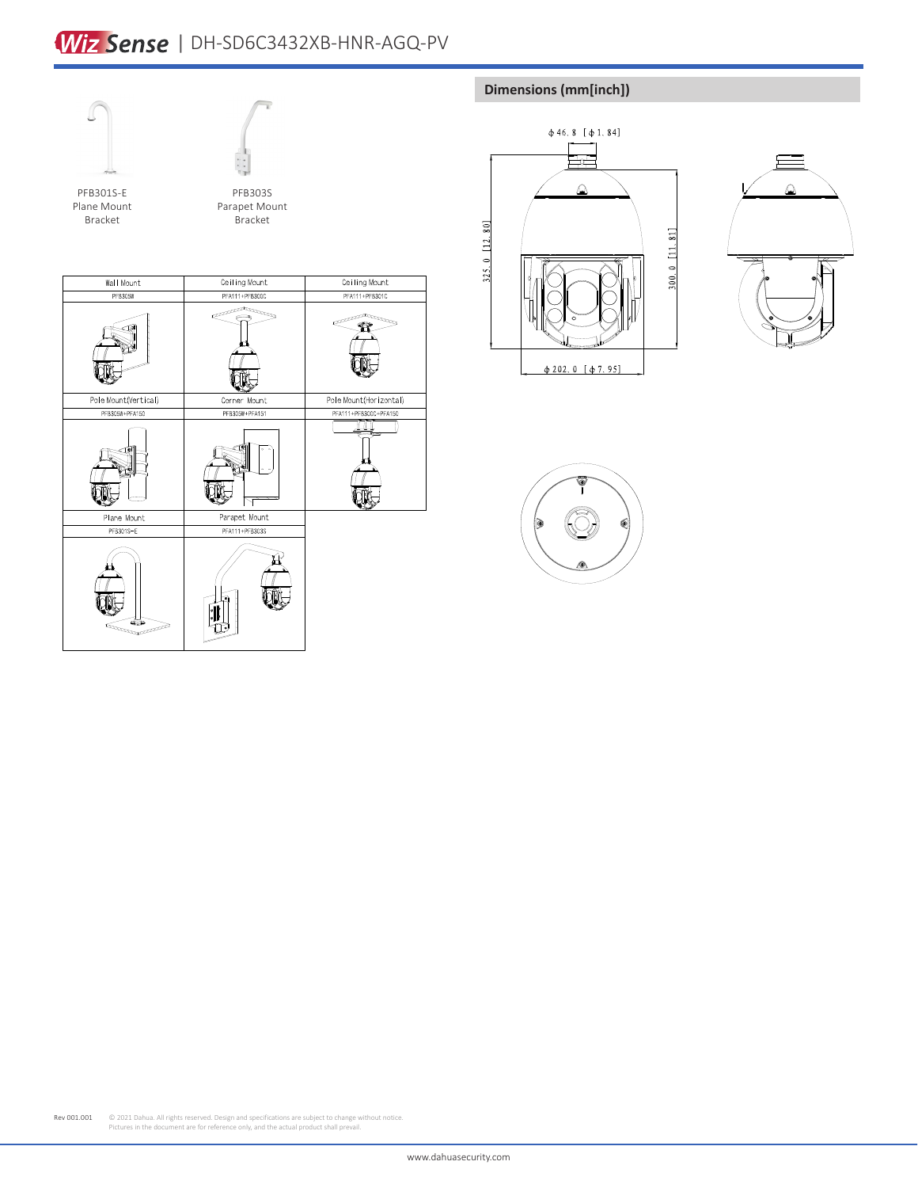PFB301S-E
Plane Mount
Bracket

PFB303S
Parapet Mount
Bracket

| Wall Mount | Ceiling Mount | Ceiling Mount |
|---|---|---|
| PFB305W | PFA111+PFB300C | PFA111+PFB301C |
| | | |
| Pole Mount(Vertical) | Corner Mount | Pole Mount(Horizontal) |
| PFB305W+PFA150 | PFB305W+PFA151 | PFA111+PFB300C+PFA150 |
| | | |
| Plane Mount | Parapet Mount | |
| PFB301S-E | PFA111+PFB303S | |

## Dimensions (mm[inch])

ϕ46.8 [ϕ1.84]

325.0 [12.80]

300.0 [11.81]

ϕ202.0 [ϕ7.95]

Rev 001.001 © 2021 Dahua. All rights reserved. Design and specifications are subject to change without notice.
Pictures in the document are for reference only, and the actual product shall prevail.

www.dahuasecurity.com